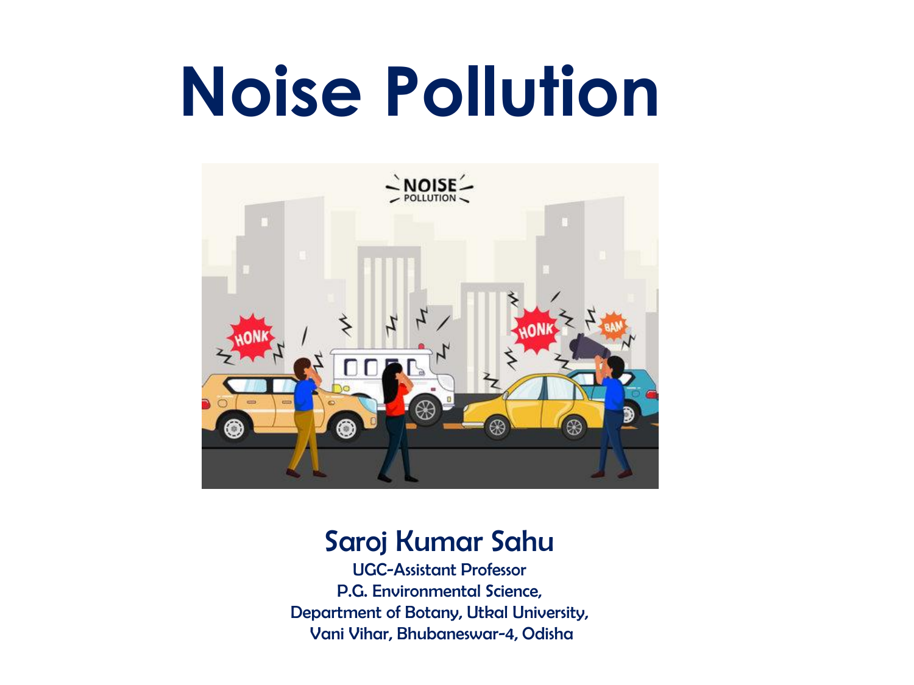# Noise Pollution

## Saroj Kumar Sahu

UGC-Assistant Professor
P.G. Environmental Science,
Department of Botany, Utkal University,
Vani Vihar, Bhubaneswar-4, Odisha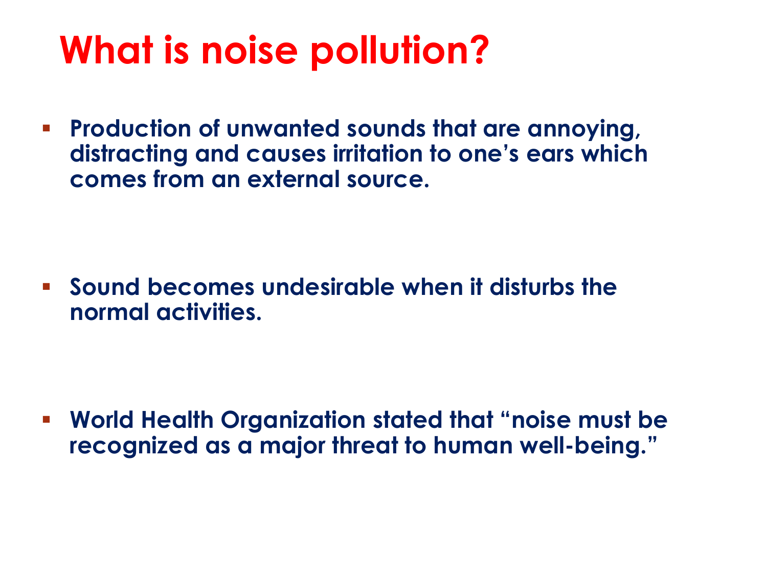# What is noise pollution?

- **Production of unwanted sounds that are annoying, distracting and causes irritation to one's ears which comes from an external source.**

- **Sound becomes undesirable when it disturbs the normal activities.**

- **World Health Organization stated that "noise must be recognized as a major threat to human well-being."**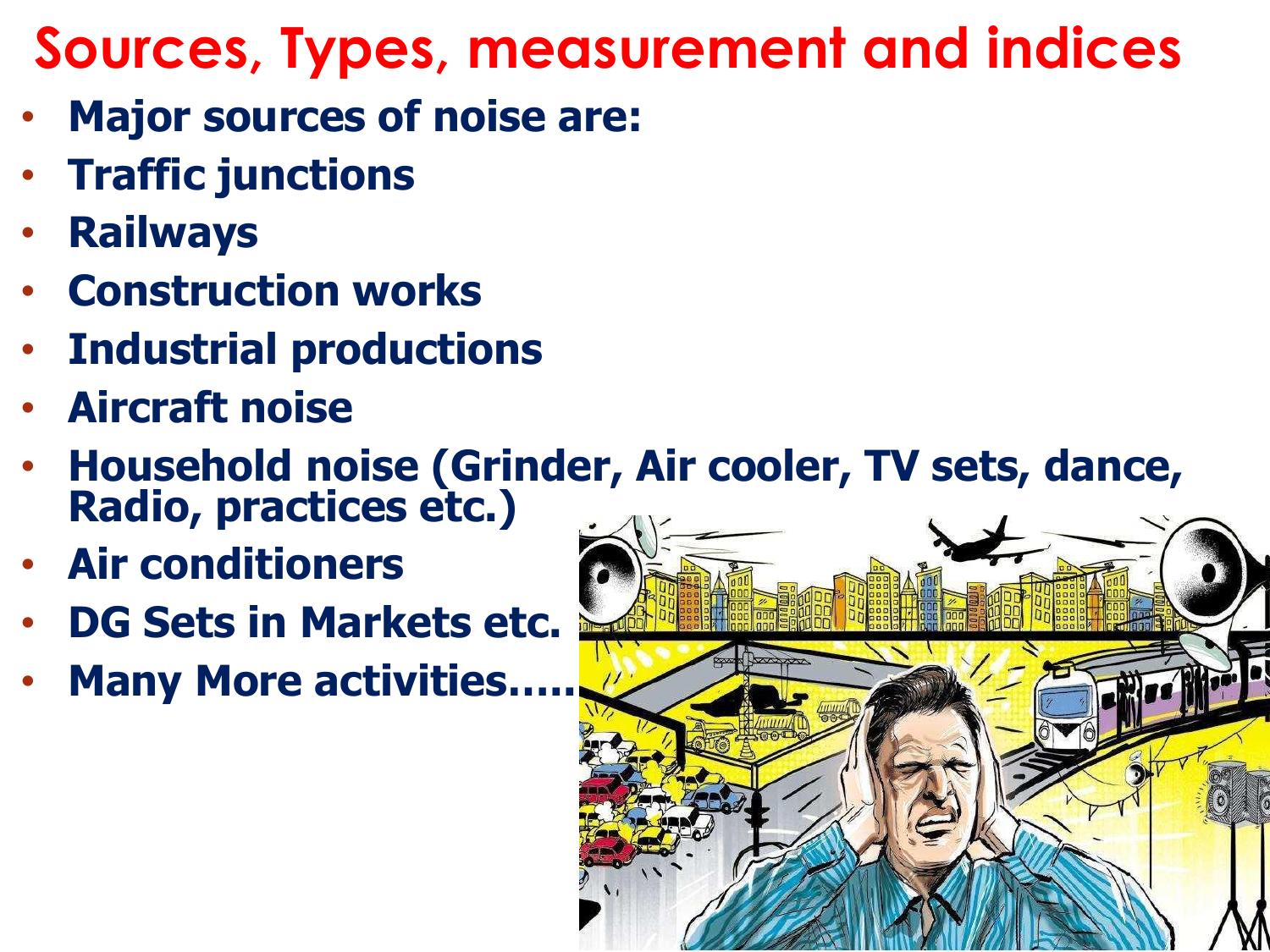# Sources, Types, measurement and indices

- **Major sources of noise are:**
- **Traffic junctions**
- **Railways**
- **Construction works**
- **Industrial productions**
- **Aircraft noise**
- **Household noise (Grinder, Air cooler, TV sets, dance, Radio, practices etc.)**
- **Air conditioners**
- **DG Sets in Markets etc.**
- **Many More activities…..**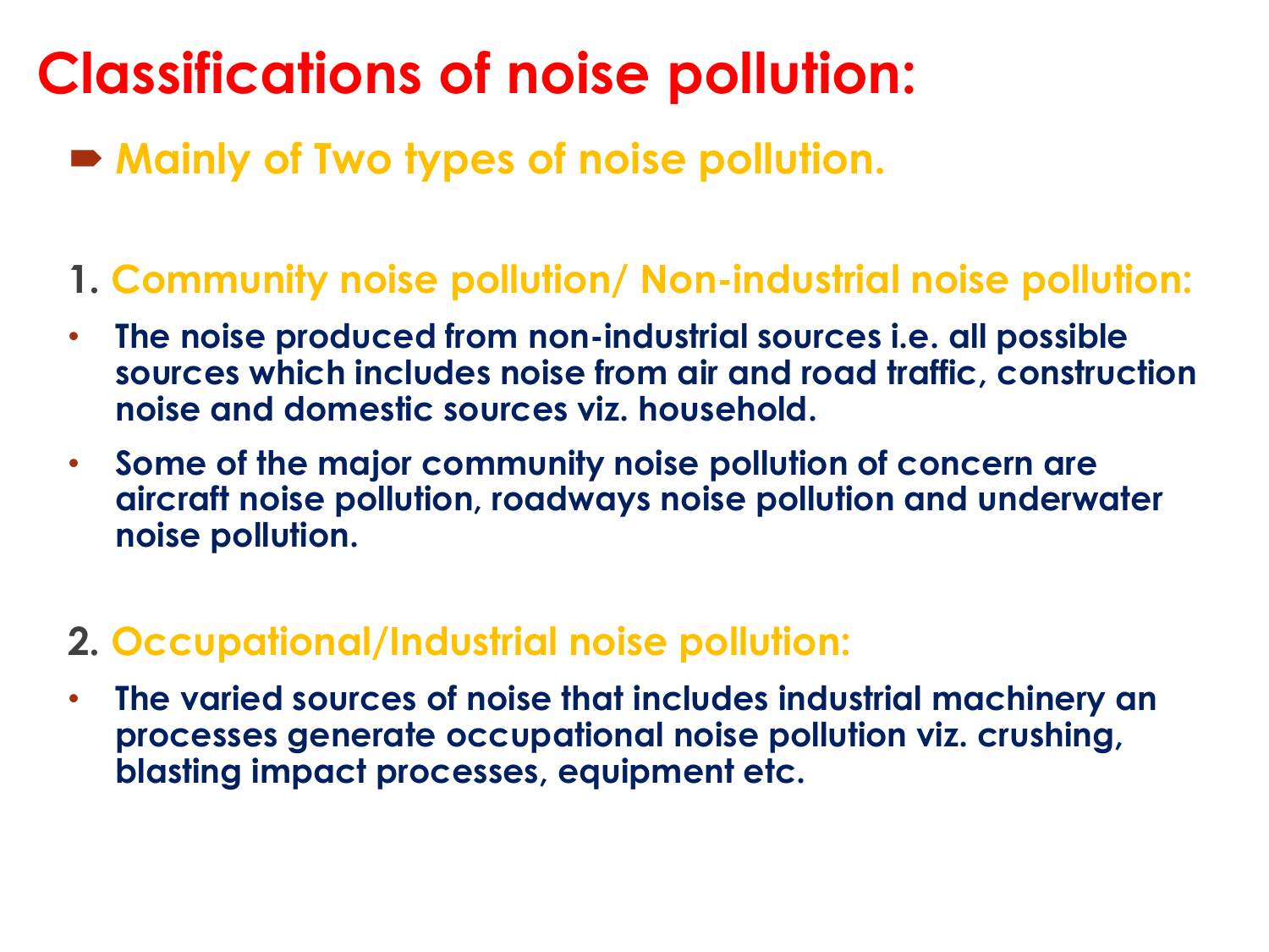# Classifications of noise pollution:

- **Mainly of Two types of noise pollution.**

**1. Community noise pollution/ Non-industrial noise pollution:**

- **The noise produced from non-industrial sources i.e. all possible sources which includes noise from air and road traffic, construction noise and domestic sources viz. household.**
- **Some of the major community noise pollution of concern are aircraft noise pollution, roadways noise pollution and underwater noise pollution.**

**2. Occupational/Industrial noise pollution:**

- **The varied sources of noise that includes industrial machinery an processes generate occupational noise pollution viz. crushing, blasting impact processes, equipment etc.**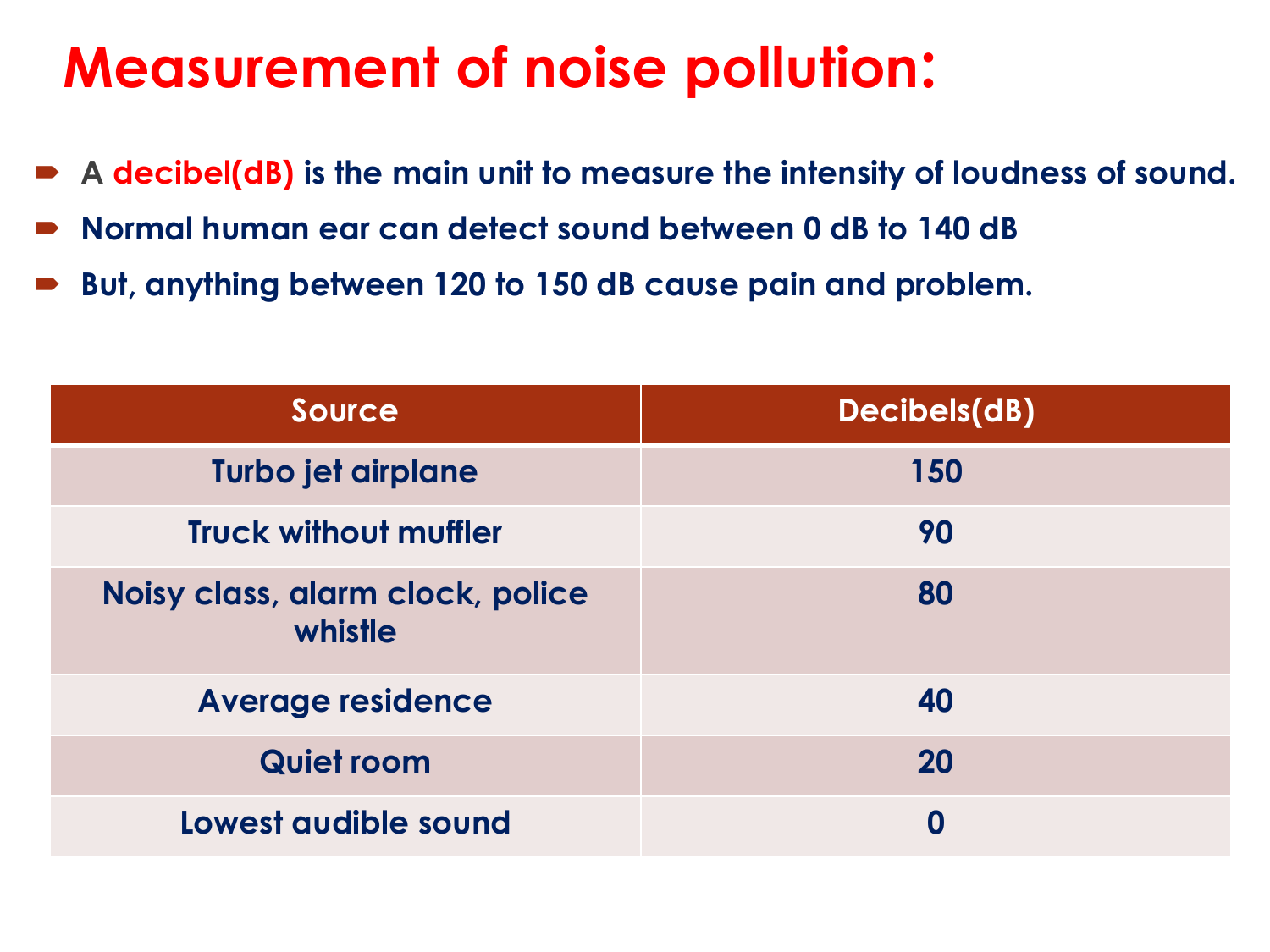# Measurement of noise pollution:

- A **decibel(dB)** is the main unit to measure the intensity of loudness of sound.
- Normal human ear can detect sound between 0 dB to 140 dB
- But, anything between 120 to 150 dB cause pain and problem.

| Source | Decibels(dB) |
| --- | --- |
| Turbo jet airplane | 150 |
| Truck without muffler | 90 |
| Noisy class, alarm clock, police whistle | 80 |
| Average residence | 40 |
| Quiet room | 20 |
| Lowest audible sound | 0 |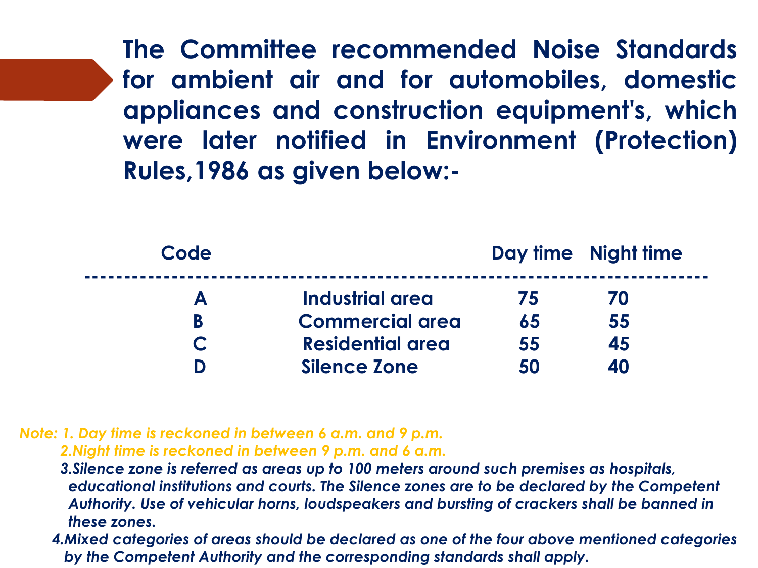**The Committee recommended Noise Standards for ambient air and for automobiles, domestic appliances and construction equipment's, which were later notified in Environment (Protection) Rules,1986 as given below:-**

| Code | | Day time | Night time |
|---|---|---|---|
| A | Industrial area | 75 | 70 |
| B | Commercial area | 65 | 55 |
| C | Residential area | 55 | 45 |
| D | Silence Zone | 50 | 40 |

*Note: 1. Day time is reckoned in between 6 a.m. and 9 p.m.*

*2.Night time is reckoned in between 9 p.m. and 6 a.m.*

*3.Silence zone is referred as areas up to 100 meters around such premises as hospitals, educational institutions and courts. The Silence zones are to be declared by the Competent Authority. Use of vehicular horns, loudspeakers and bursting of crackers shall be banned in these zones.*

*4.Mixed categories of areas should be declared as one of the four above mentioned categories by the Competent Authority and the corresponding standards shall apply.*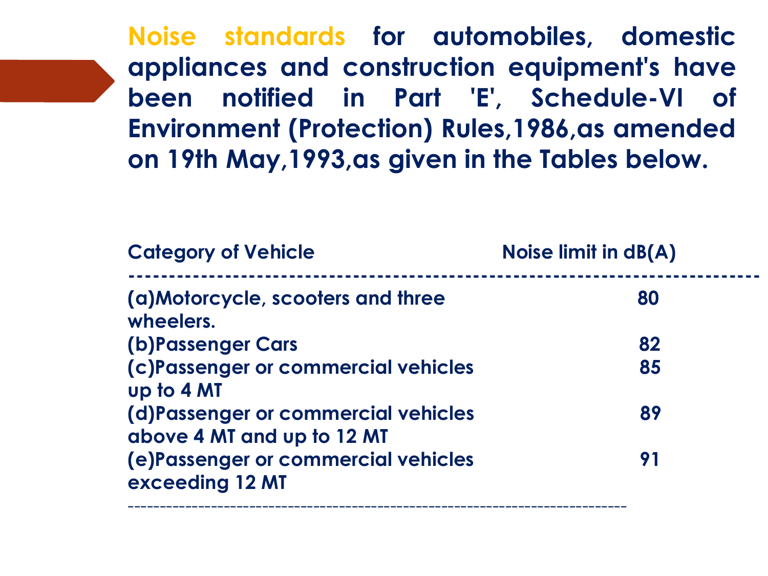**Noise standards for automobiles, domestic appliances and construction equipment's have been notified in Part 'E', Schedule-VI of Environment (Protection) Rules,1986,as amended on 19th May,1993,as given in the Tables below.**

| Category of Vehicle | Noise limit in dB(A) |
| --- | --- |
| (a)Motorcycle, scooters and three wheelers. | 80 |
| (b)Passenger Cars | 82 |
| (c)Passenger or commercial vehicles up to 4 MT | 85 |
| (d)Passenger or commercial vehicles above 4 MT and up to 12 MT | 89 |
| (e)Passenger or commercial vehicles exceeding 12 MT | 91 |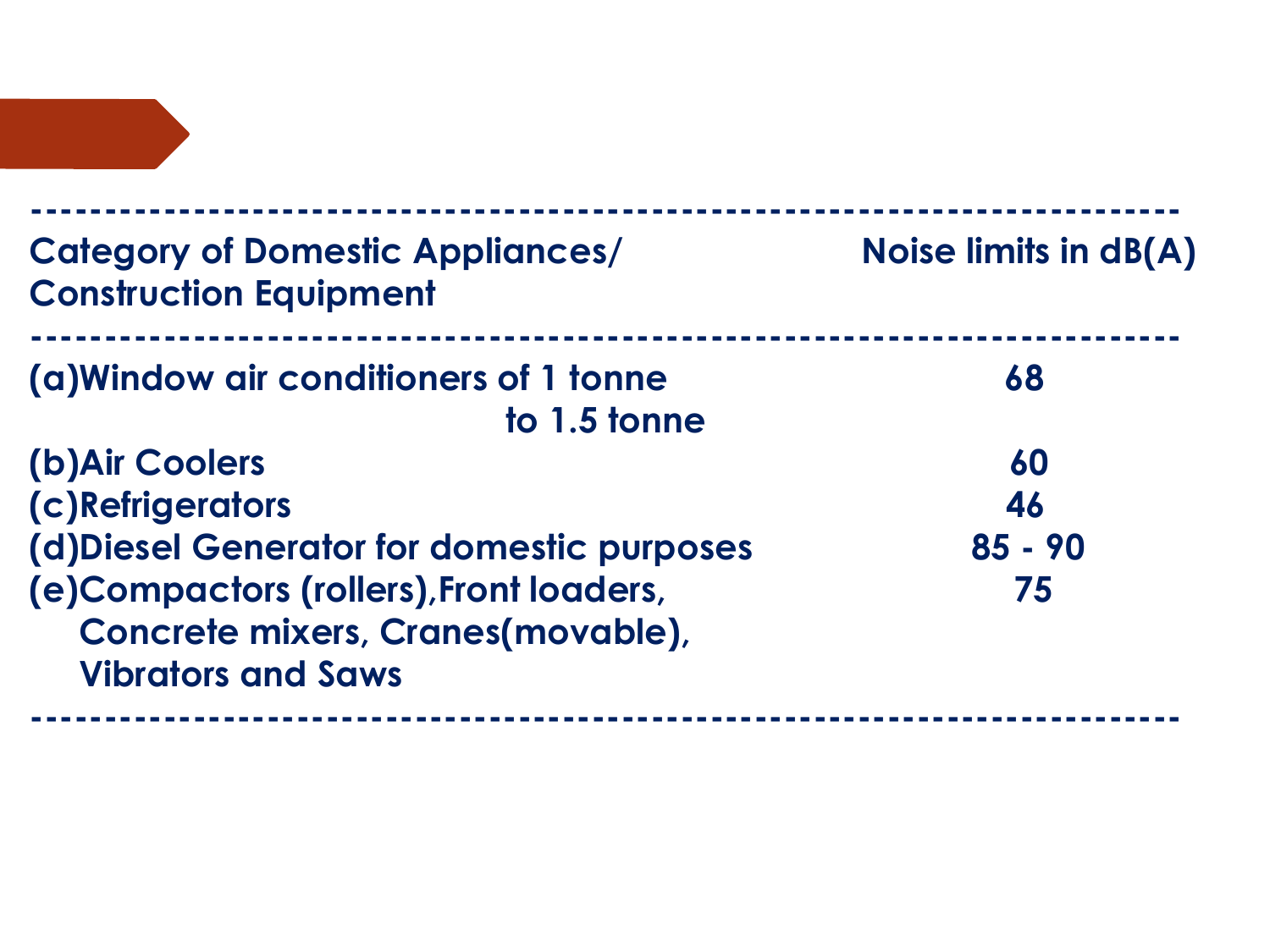| Category of Domestic Appliances/ Construction Equipment | Noise limits in dB(A) |
|---|---|
| (a)Window air conditioners of 1 tonne to 1.5 tonne | 68 |
| (b)Air Coolers | 60 |
| (c)Refrigerators | 46 |
| (d)Diesel Generator for domestic purposes | 85 - 90 |
| (e)Compactors (rollers),Front loaders, Concrete mixers, Cranes(movable), Vibrators and Saws | 75 |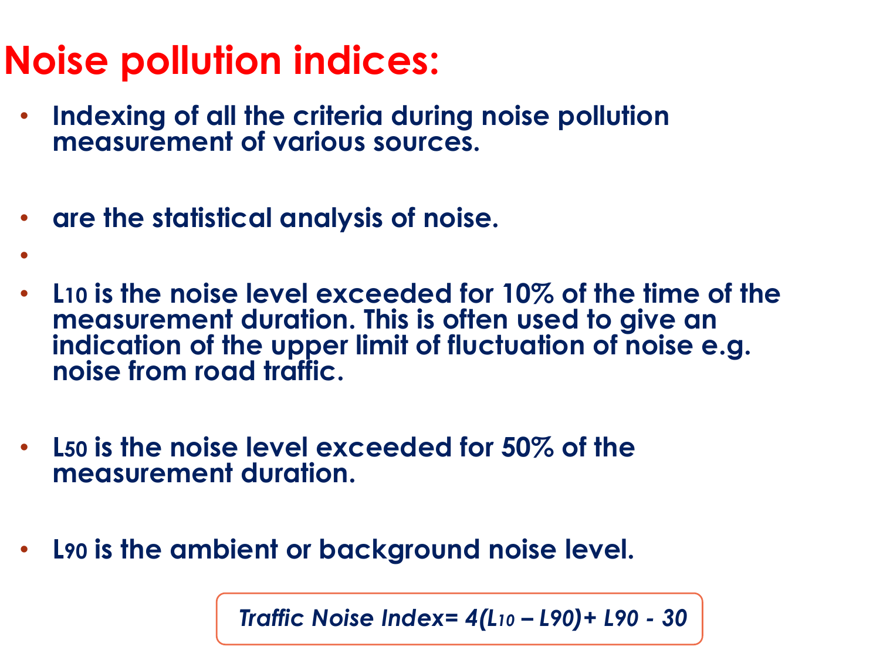# Noise pollution indices:

- **Indexing of all the criteria during noise pollution measurement of various sources.**
- **are the statistical analysis of noise.**
- **$L_{10}$ is the noise level exceeded for 10% of the time of the measurement duration. This is often used to give an indication of the upper limit of fluctuation of noise e.g. noise from road traffic.**
- **$L_{50}$ is the noise level exceeded for 50% of the measurement duration.**
- **$L_{90}$ is the ambient or background noise level.**

$$\text{Traffic Noise Index} = 4(L_{10} - L_{90}) + L_{90} - 30$$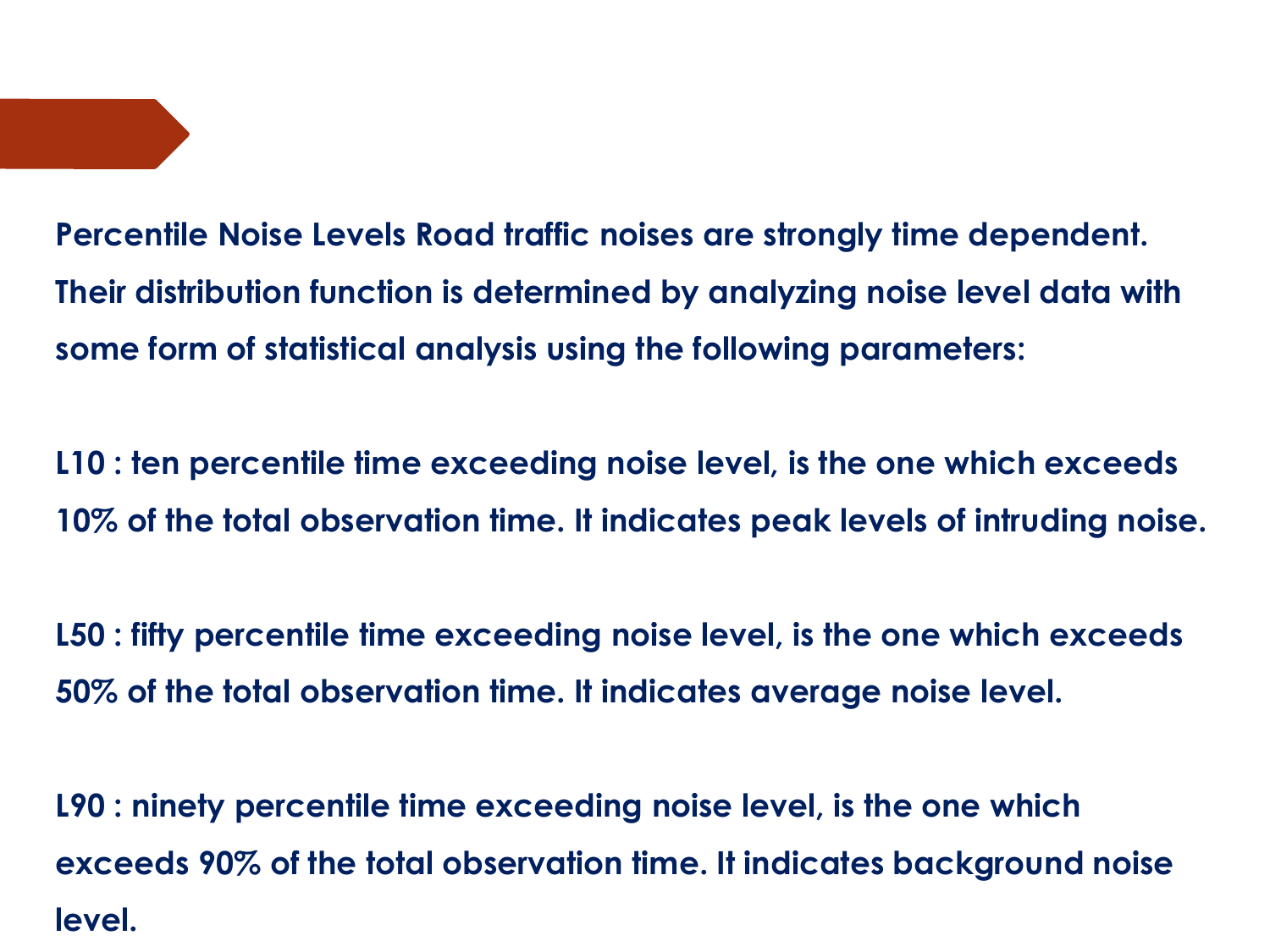**Percentile Noise Levels Road traffic noises are strongly time dependent. Their distribution function is determined by analyzing noise level data with some form of statistical analysis using the following parameters:**

**L10 : ten percentile time exceeding noise level, is the one which exceeds 10% of the total observation time. It indicates peak levels of intruding noise.**

**L50 : fifty percentile time exceeding noise level, is the one which exceeds 50% of the total observation time. It indicates average noise level.**

**L90 : ninety percentile time exceeding noise level, is the one which exceeds 90% of the total observation time. It indicates background noise level.**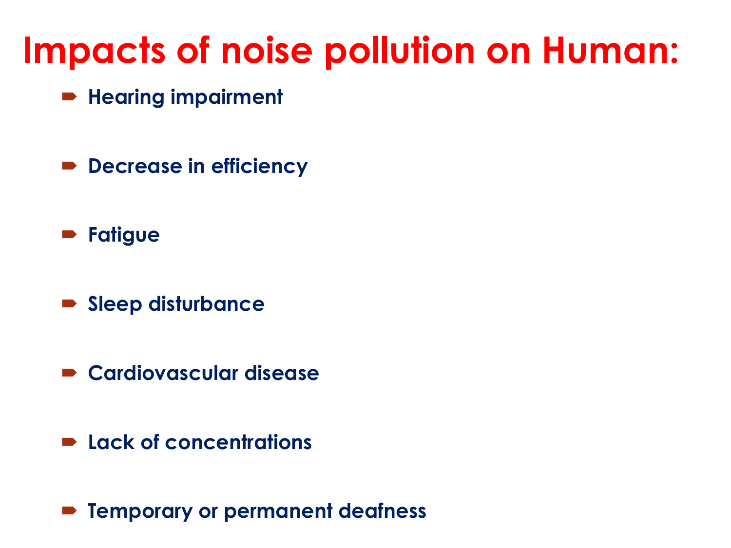# Impacts of noise pollution on Human:

- **Hearing impairment**
- **Decrease in efficiency**
- **Fatigue**
- **Sleep disturbance**
- **Cardiovascular disease**
- **Lack of concentrations**
- **Temporary or permanent deafness**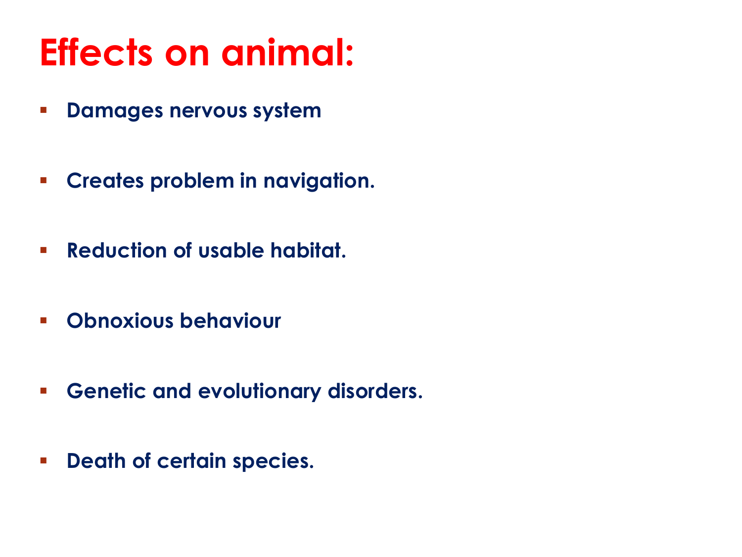# Effects on animal:

- **Damages nervous system**
- **Creates problem in navigation.**
- **Reduction of usable habitat.**
- **Obnoxious behaviour**
- **Genetic and evolutionary disorders.**
- **Death of certain species.**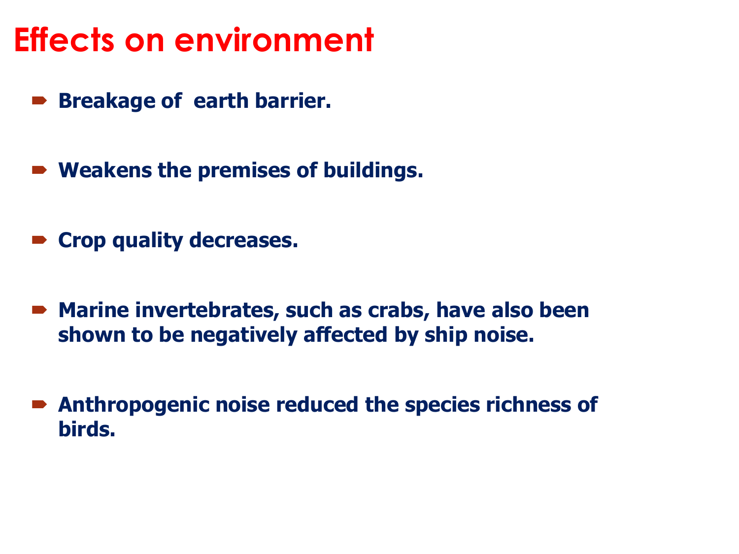# Effects on environment

- **Breakage of earth barrier.**

- **Weakens the premises of buildings.**

- **Crop quality decreases.**

- **Marine invertebrates, such as crabs, have also been shown to be negatively affected by ship noise.**

- **Anthropogenic noise reduced the species richness of birds.**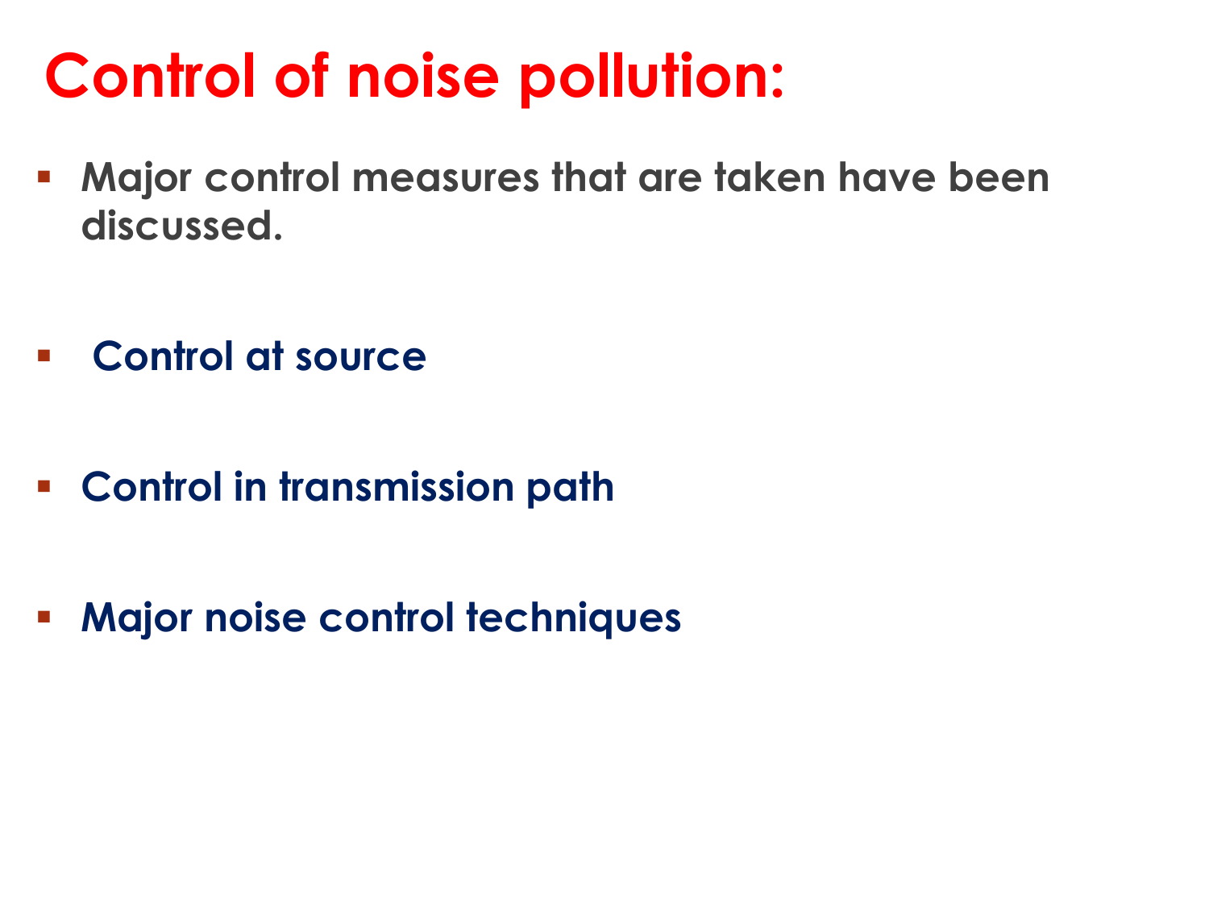# Control of noise pollution:

- **Major control measures that are taken have been discussed.**

- **Control at source**

- **Control in transmission path**

- **Major noise control techniques**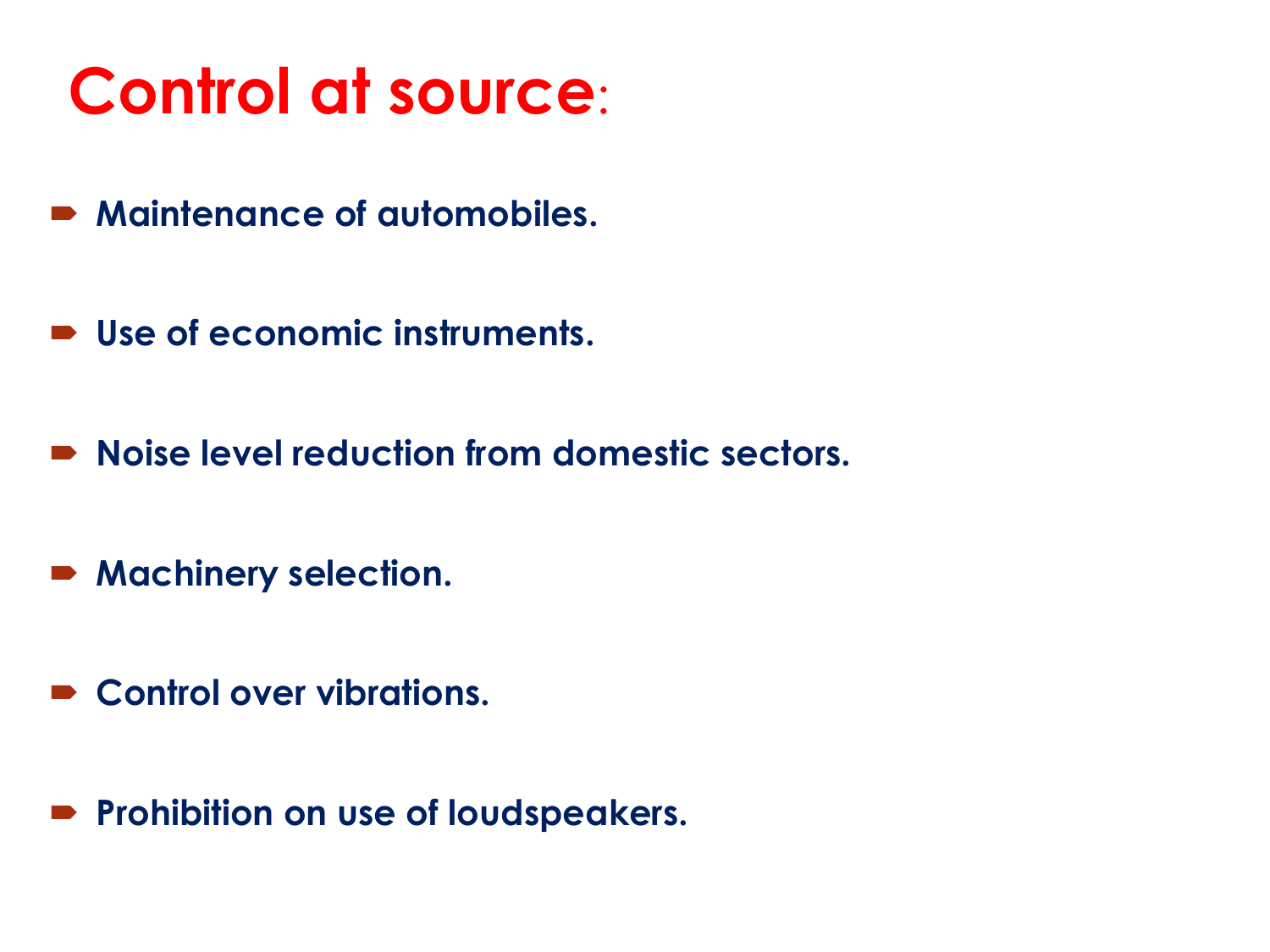# Control at source:

- **Maintenance of automobiles.**
- **Use of economic instruments.**
- **Noise level reduction from domestic sectors.**
- **Machinery selection.**
- **Control over vibrations.**
- **Prohibition on use of loudspeakers.**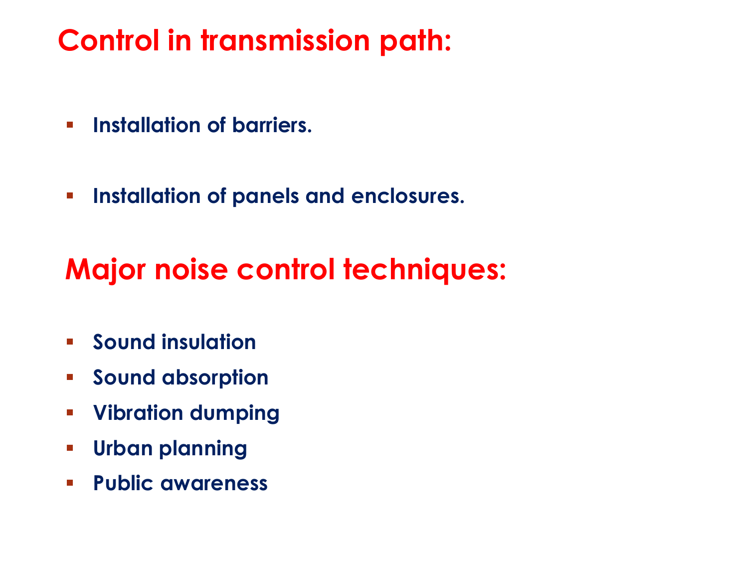## Control in transmission path:

- **Installation of barriers.**
- **Installation of panels and enclosures.**

## Major noise control techniques:

- **Sound insulation**
- **Sound absorption**
- **Vibration dumping**
- **Urban planning**
- **Public awareness**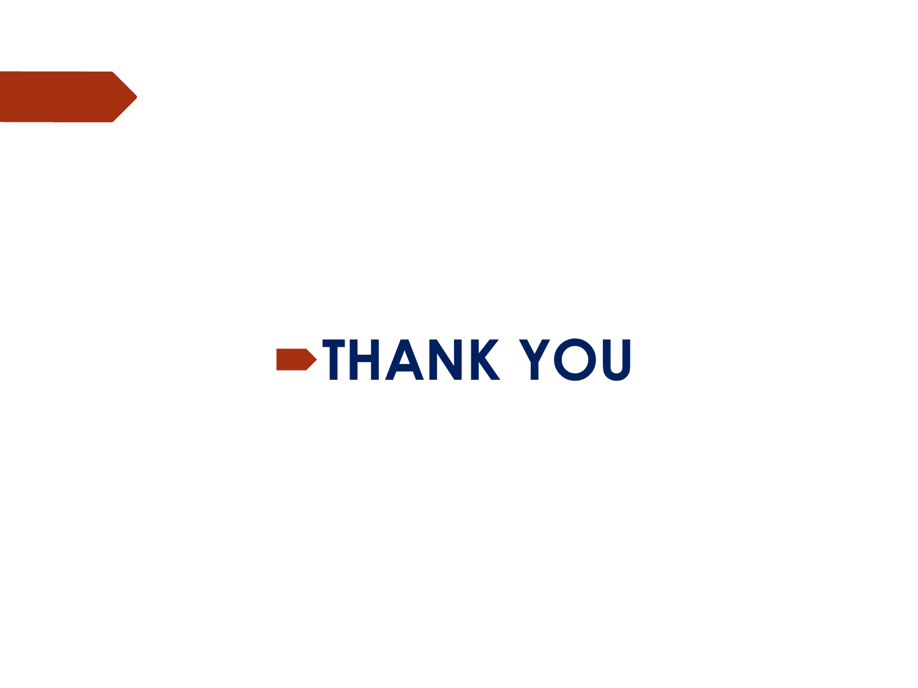# THANK YOU